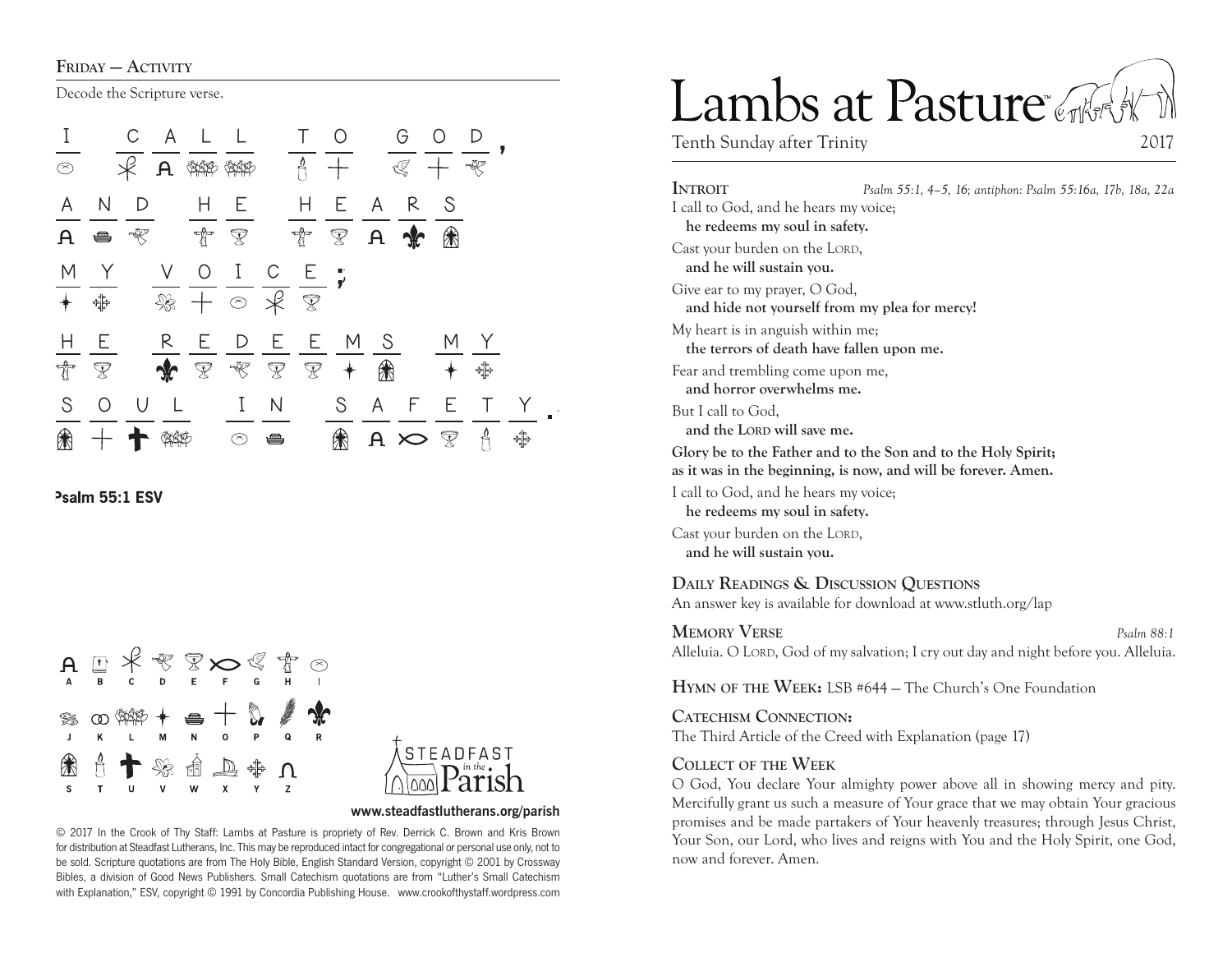## Friday — Activity

Decode the Scripture verse.

I CALL TO GOD,
AND HEARS
MY VOICE;
HE REDEEMS MY
SOUL IN SAFETY.

**Psalm 55:1 ESV**

A B C D E F G H I
J K L M N O P Q R
S T U V W X Y Z

STEADFAST in the Parish

**www.steadfastlutherans.org/parish**

© 2017 In the Crook of Thy Staff: Lambs at Pasture is propriety of Rev. Derrick C. Brown and Kris Brown for distribution at Steadfast Lutherans, Inc. This may be reproduced intact for congregational or personal use only, not to be sold. Scripture quotations are from The Holy Bible, English Standard Version, copyright © 2001 by Crossway Bibles, a division of Good News Publishers. Small Catechism quotations are from "Luther's Small Catechism with Explanation," ESV, copyright © 1991 by Concordia Publishing House. www.crookofthystaff.wordpress.com

# Lambs at Pasture™

Tenth Sunday after Trinity 2017

## Introit

*Psalm 55:1, 4–5, 16; antiphon: Psalm 55:16a, 17b, 18a, 22a*

I call to God, and he hears my voice;
**he redeems my soul in safety.**

Cast your burden on the Lord,
**and he will sustain you.**

Give ear to my prayer, O God,
**and hide not yourself from my plea for mercy!**

My heart is in anguish within me;
**the terrors of death have fallen upon me.**

Fear and trembling come upon me,
**and horror overwhelms me.**

But I call to God,
**and the Lord will save me.**

**Glory be to the Father and to the Son and to the Holy Spirit; as it was in the beginning, is now, and will be forever. Amen.**

I call to God, and he hears my voice;
**he redeems my soul in safety.**

Cast your burden on the Lord,
**and he will sustain you.**

## Daily Readings & Discussion Questions

An answer key is available for download at www.stluth.org/lap

## Memory Verse

*Psalm 88:1*

Alleluia. O Lord, God of my salvation; I cry out day and night before you. Alleluia.

## Hymn of the Week: LSB #644 — The Church's One Foundation

## Catechism Connection:

The Third Article of the Creed with Explanation (page 17)

## Collect of the Week

O God, You declare Your almighty power above all in showing mercy and pity. Mercifully grant us such a measure of Your grace that we may obtain Your gracious promises and be made partakers of Your heavenly treasures; through Jesus Christ, Your Son, our Lord, who lives and reigns with You and the Holy Spirit, one God, now and forever. Amen.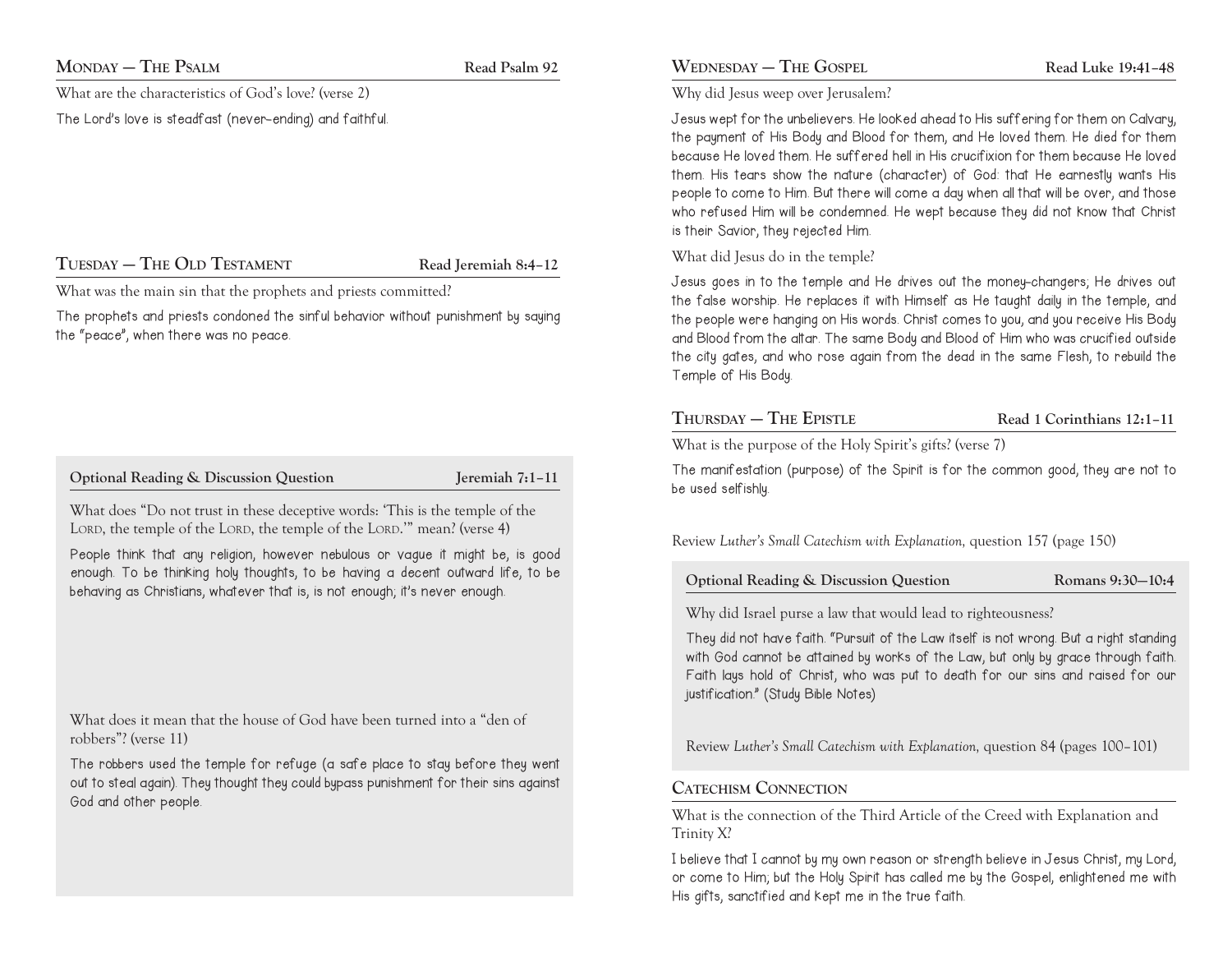## Monday — The Psalm

**Read Psalm 92**

What are the characteristics of God's love? (verse 2)

The Lord's love is steadfast (never-ending) and faithful.

## Tuesday — The Old Testament

**Read Jeremiah 8:4–12**

What was the main sin that the prophets and priests committed?

The prophets and priests condoned the sinful behavior without punishment by saying the "peace", when there was no peace.

### Optional Reading & Discussion Question

**Jeremiah 7:1–11**

What does "Do not trust in these deceptive words: 'This is the temple of the LORD, the temple of the LORD, the temple of the LORD.'" mean? (verse 4)

People think that any religion, however nebulous or vague it might be, is good enough. To be thinking holy thoughts, to be having a decent outward life, to be behaving as Christians, whatever that is, is not enough; it's never enough.

What does it mean that the house of God have been turned into a "den of robbers"? (verse 11)

The robbers used the temple for refuge (a safe place to stay before they went out to steal again). They thought they could bypass punishment for their sins against God and other people.

## Wednesday — The Gospel

**Read Luke 19:41–48**

Why did Jesus weep over Jerusalem?

Jesus wept for the unbelievers. He looked ahead to His suffering for them on Calvary, the payment of His Body and Blood for them, and He loved them. He died for them because He loved them. He suffered hell in His crucifixion for them because He loved them. His tears show the nature (character) of God: that He earnestly wants His people to come to Him. But there will come a day when all that will be over, and those who refused Him will be condemned. He wept because they did not know that Christ is their Savior, they rejected Him.

What did Jesus do in the temple?

Jesus goes in to the temple and He drives out the money-changers; He drives out the false worship. He replaces it with Himself as He taught daily in the temple, and the people were hanging on His words. Christ comes to you, and you receive His Body and Blood from the altar. The same Body and Blood of Him who was crucified outside the city gates, and who rose again from the dead in the same Flesh, to rebuild the Temple of His Body.

## Thursday — The Epistle

**Read 1 Corinthians 12:1–11**

What is the purpose of the Holy Spirit's gifts? (verse 7)

The manifestation (purpose) of the Spirit is for the common good, they are not to be used selfishly.

Review *Luther's Small Catechism with Explanation*, question 157 (page 150)

### Optional Reading & Discussion Question

**Romans 9:30—10:4**

Why did Israel purse a law that would lead to righteousness?

They did not have faith. "Pursuit of the Law itself is not wrong. But a right standing with God cannot be attained by works of the Law, but only by grace through faith. Faith lays hold of Christ, who was put to death for our sins and raised for our justification." (Study Bible Notes)

Review *Luther's Small Catechism with Explanation*, question 84 (pages 100–101)

## Catechism Connection

What is the connection of the Third Article of the Creed with Explanation and Trinity X?

I believe that I cannot by my own reason or strength believe in Jesus Christ, my Lord, or come to Him; but the Holy Spirit has called me by the Gospel, enlightened me with His gifts, sanctified and kept me in the true faith.